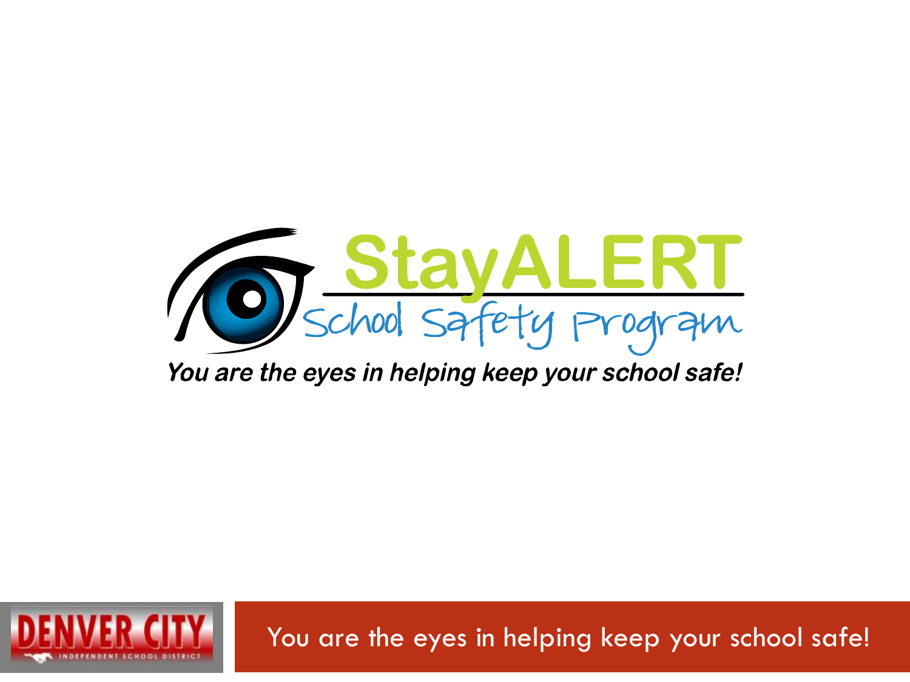# StayALERT

## School Safety Program

*You are the eyes in helping keep your school safe!*

DENVER CITY INDEPENDENT SCHOOL DISTRICT

You are the eyes in helping keep your school safe!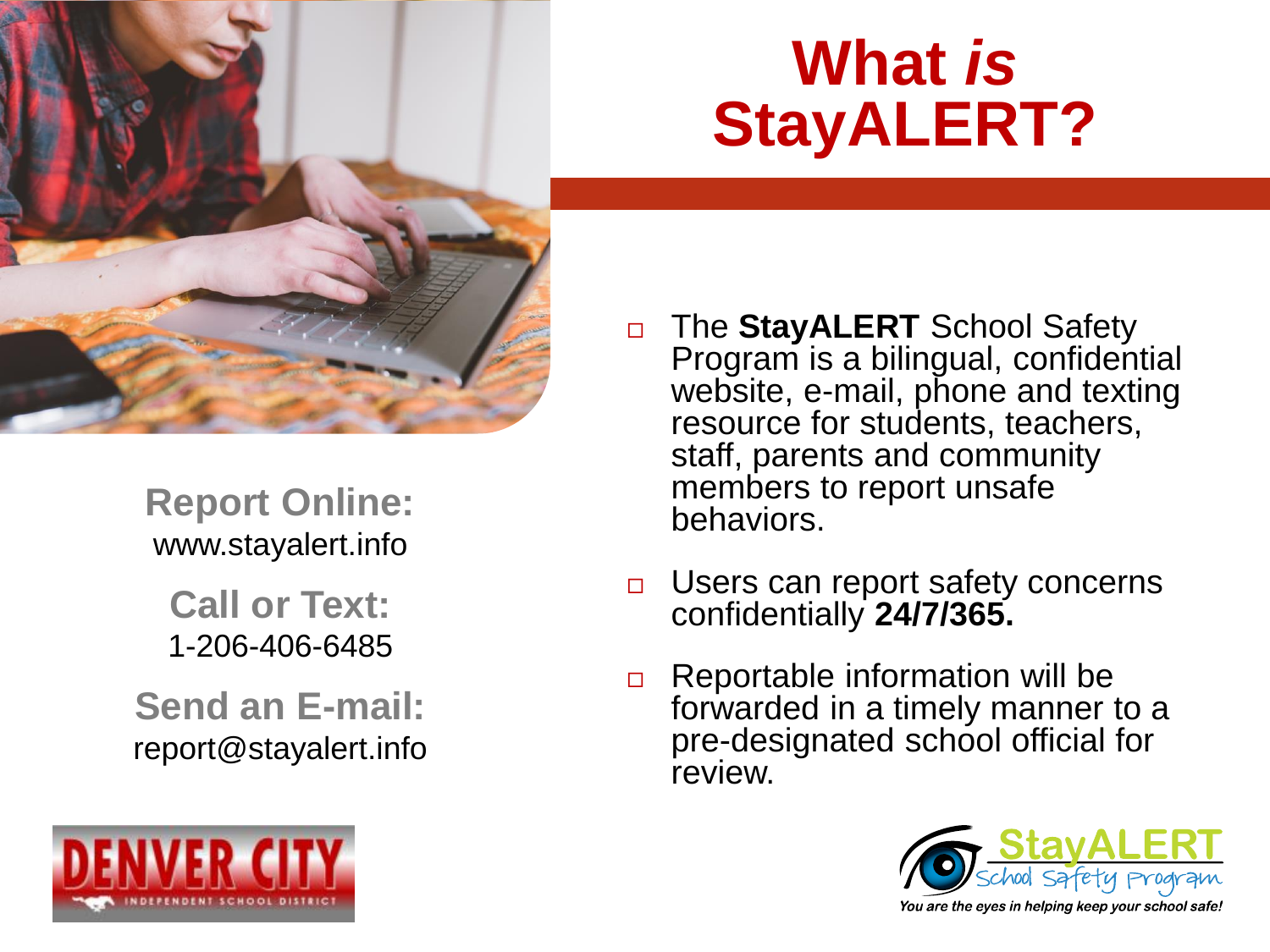# What *is* StayALERT?

- The **StayALERT** School Safety Program is a bilingual, confidential website, e-mail, phone and texting resource for students, teachers, staff, parents and community members to report unsafe behaviors.
- Users can report safety concerns confidentially **24/7/365.**
- Reportable information will be forwarded in a timely manner to a pre-designated school official for review.

**Report Online:**
www.stayalert.info

**Call or Text:**
1-206-406-6485

**Send an E-mail:**
report@stayalert.info

DENVER CITY INDEPENDENT SCHOOL DISTRICT

StayALERT School Safety Program

*You are the eyes in helping keep your school safe!*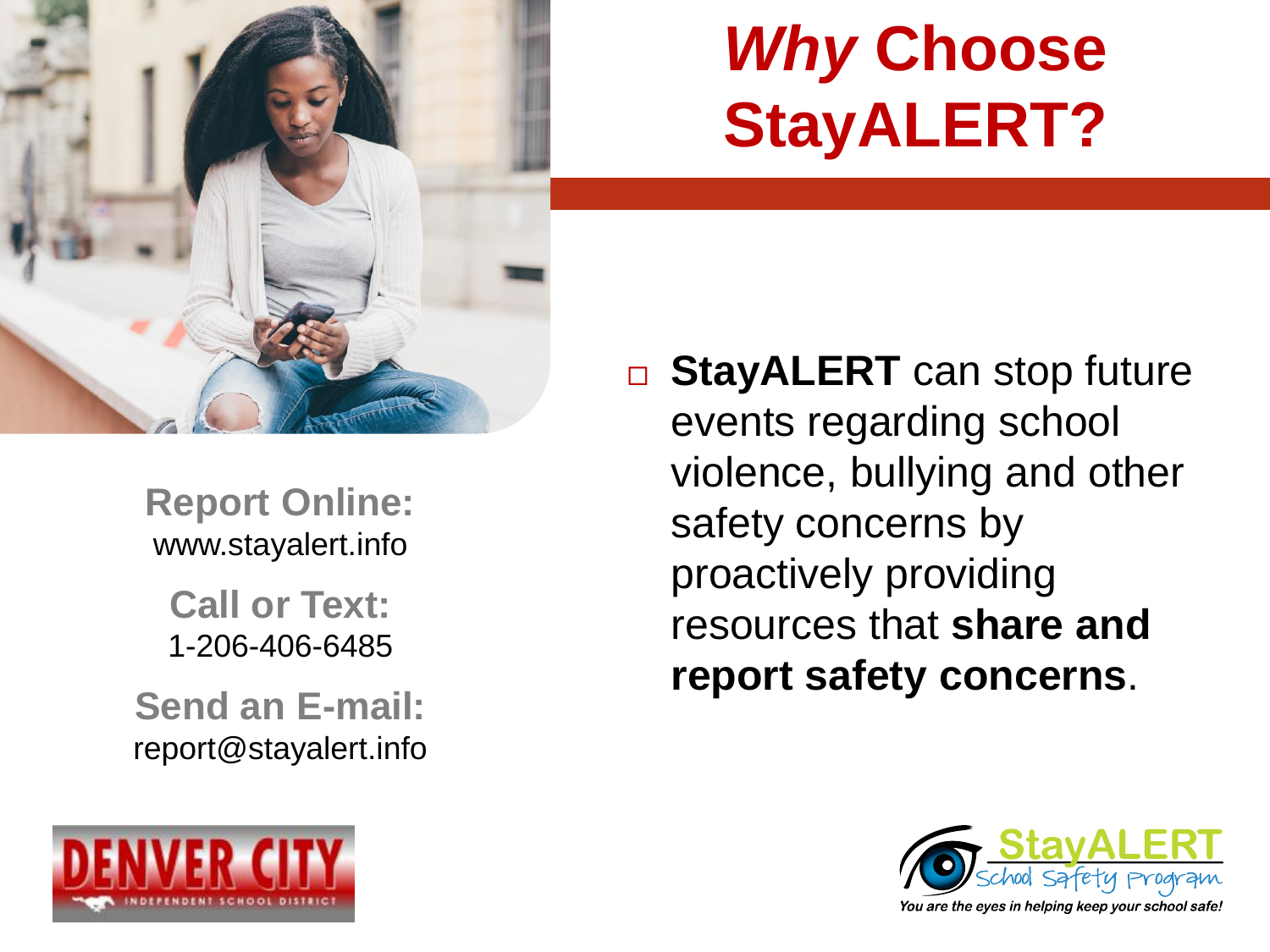# *Why* Choose StayALERT?

- **StayALERT** can stop future events regarding school violence, bullying and other safety concerns by proactively providing resources that **share and report safety concerns**.

**Report Online:**
www.stayalert.info

**Call or Text:**
1-206-406-6485

**Send an E-mail:**
report@stayalert.info

DENVER CITY INDEPENDENT SCHOOL DISTRICT

StayALERT School Safety Program

*You are the eyes in helping keep your school safe!*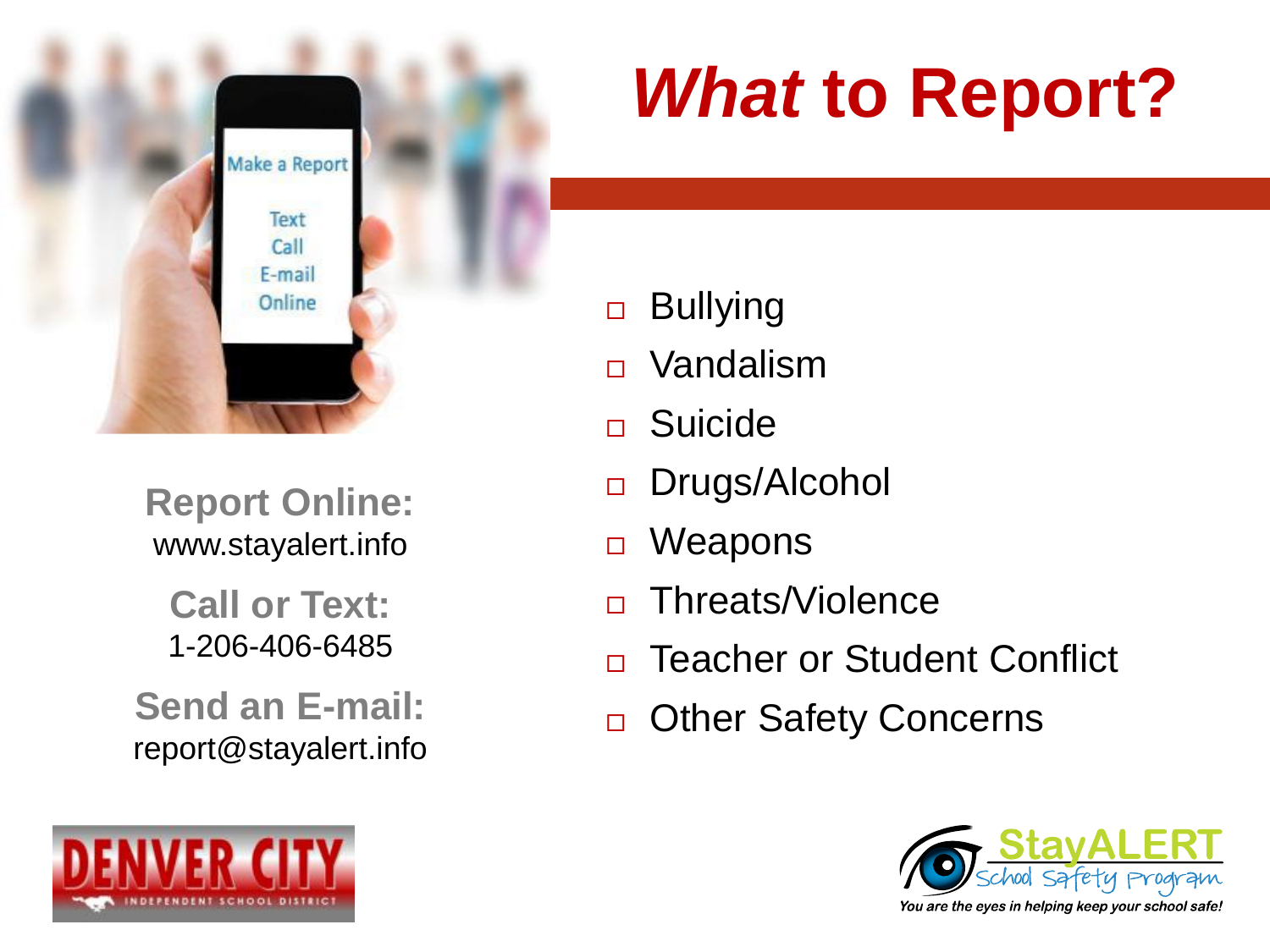# *What* to Report?

Report Online:
www.stayalert.info

Call or Text:
1-206-406-6485

Send an E-mail:
report@stayalert.info

- Bullying
- Vandalism
- Suicide
- Drugs/Alcohol
- Weapons
- Threats/Violence
- Teacher or Student Conflict
- Other Safety Concerns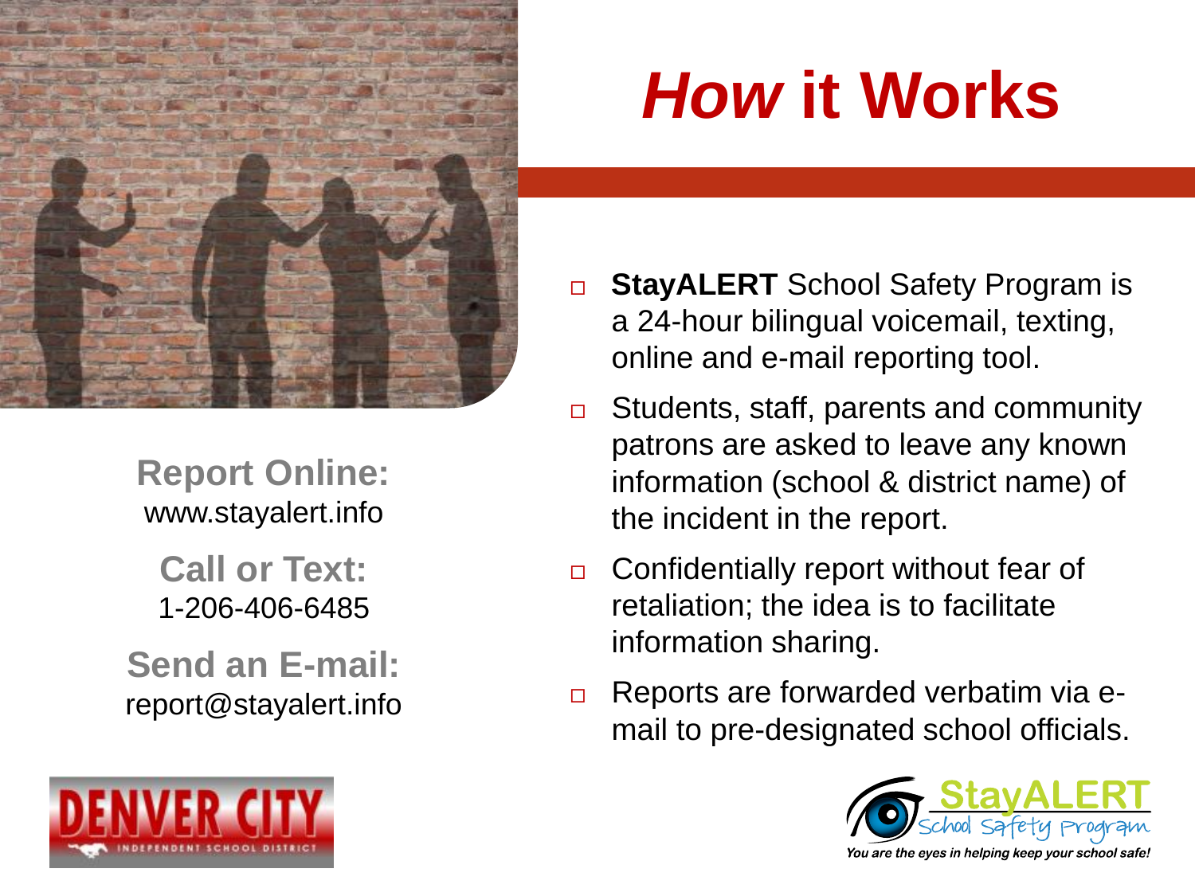# *How* it Works

- **StayALERT** School Safety Program is a 24-hour bilingual voicemail, texting, online and e-mail reporting tool.
- Students, staff, parents and community patrons are asked to leave any known information (school & district name) of the incident in the report.
- Confidentially report without fear of retaliation; the idea is to facilitate information sharing.
- Reports are forwarded verbatim via e-mail to pre-designated school officials.

**Report Online:**
www.stayalert.info

**Call or Text:**
1-206-406-6485

**Send an E-mail:**
report@stayalert.info

DENVER CITY
INDEPENDENT SCHOOL DISTRICT

StayALERT
School Safety Program
*You are the eyes in helping keep your school safe!*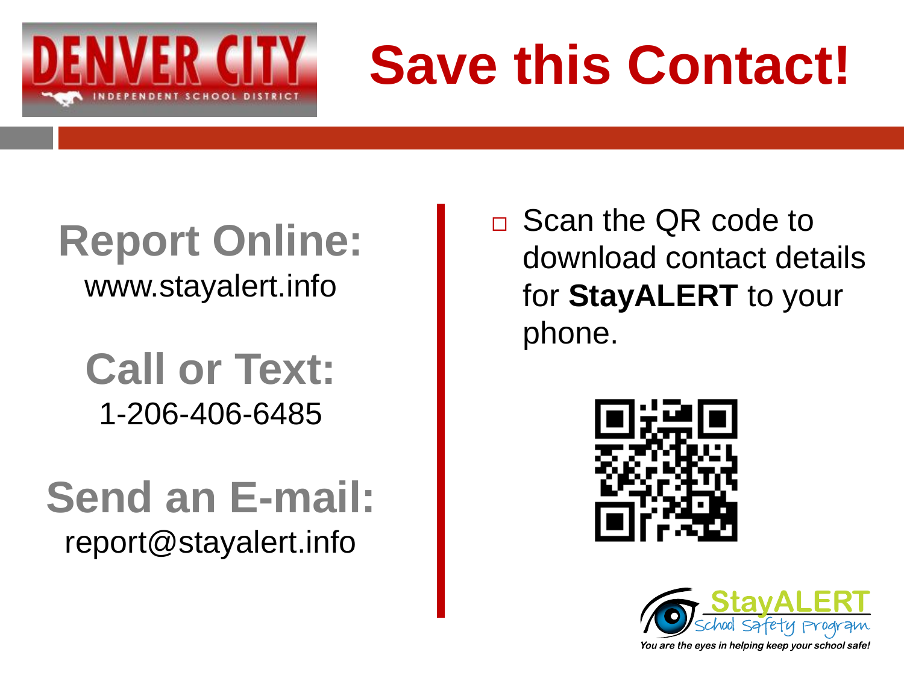DENVER CITY
INDEPENDENT SCHOOL DISTRICT

# Save this Contact!

## Report Online:

www.stayalert.info

## Call or Text:

1-206-406-6485

## Send an E-mail:

report@stayalert.info

- Scan the QR code to download contact details for **StayALERT** to your phone.

StayALERT
School Safety Program

*You are the eyes in helping keep your school safe!*